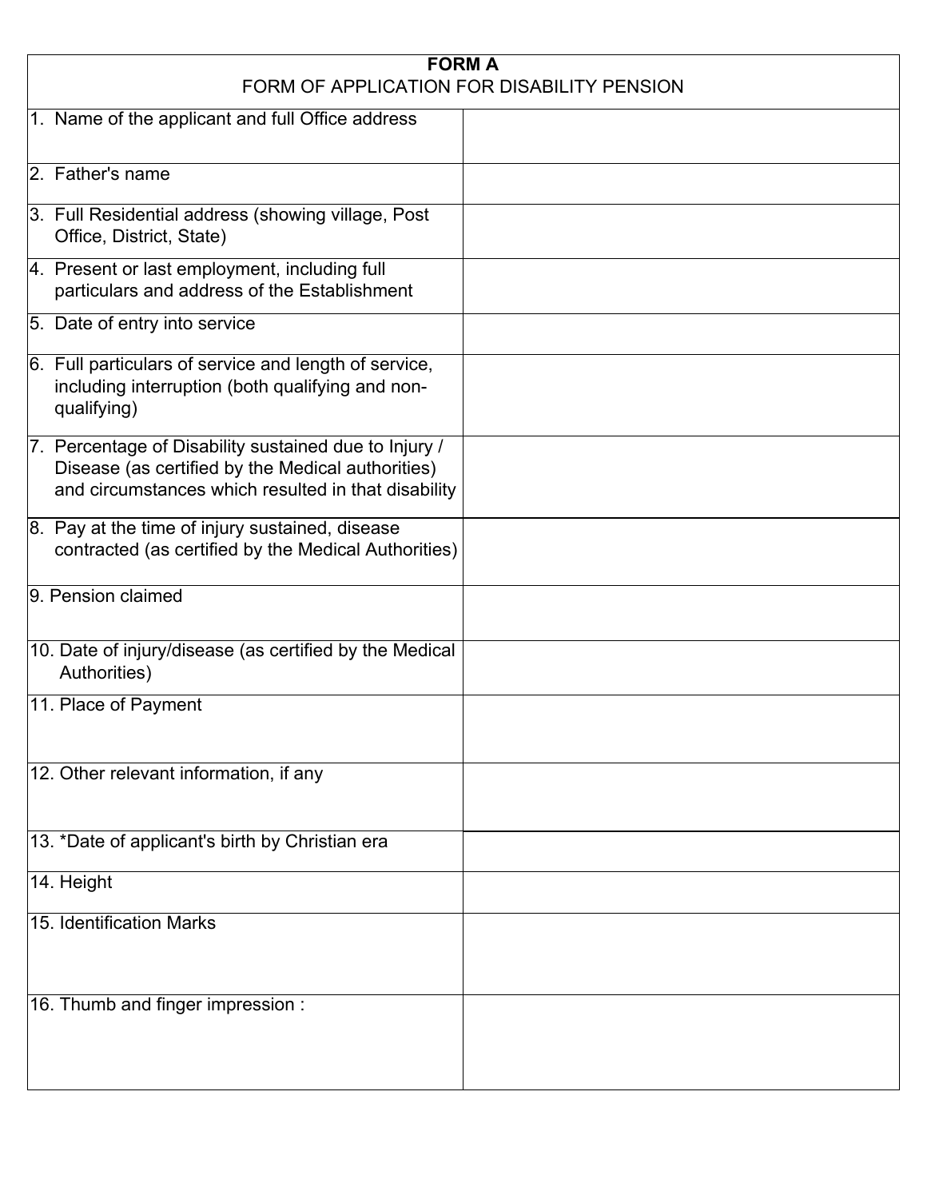# FORM A

## FORM OF APPLICATION FOR DISABILITY PENSION

| | |
|---|---|
| 1. Name of the applicant and full Office address | |
| 2. Father's name | |
| 3. Full Residential address (showing village, Post Office, District, State) | |
| 4. Present or last employment, including full particulars and address of the Establishment | |
| 5. Date of entry into service | |
| 6. Full particulars of service and length of service, including interruption (both qualifying and non-qualifying) | |
| 7. Percentage of Disability sustained due to Injury / Disease (as certified by the Medical authorities) and circumstances which resulted in that disability | |
| 8. Pay at the time of injury sustained, disease contracted (as certified by the Medical Authorities) | |
| 9. Pension claimed | |
| 10. Date of injury/disease (as certified by the Medical Authorities) | |
| 11. Place of Payment | |
| 12. Other relevant information, if any | |
| 13. *Date of applicant's birth by Christian era | |
| 14. Height | |
| 15. Identification Marks | |
| 16. Thumb and finger impression : | |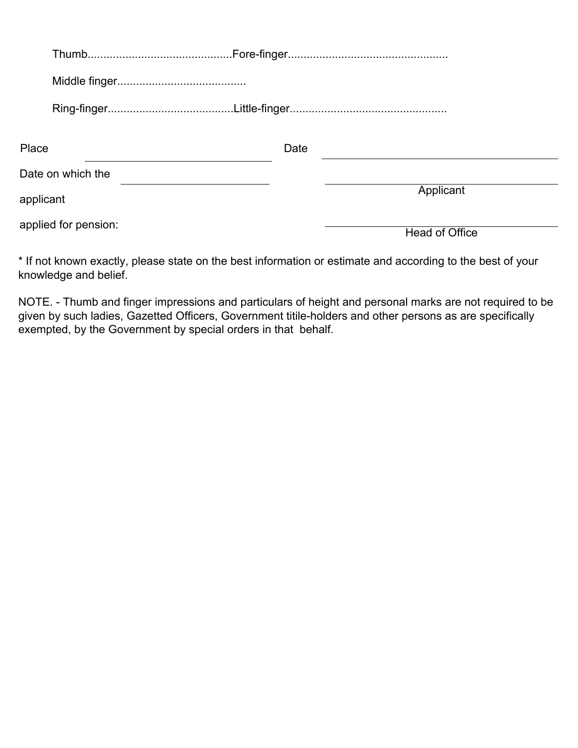Thumb.............................................Fore-finger..................................................

Middle finger........................................

Ring-finger.......................................Little-finger.................................................

Place ____________________ Date ____________________

Date on which the applicant applied for pension: ____________________

____________________
Applicant

____________________
Head of Office

* If not known exactly, please state on the best information or estimate and according to the best of your knowledge and belief.

NOTE. - Thumb and finger impressions and particulars of height and personal marks are not required to be given by such ladies, Gazetted Officers, Government titile-holders and other persons as are specifically exempted, by the Government by special orders in that behalf.